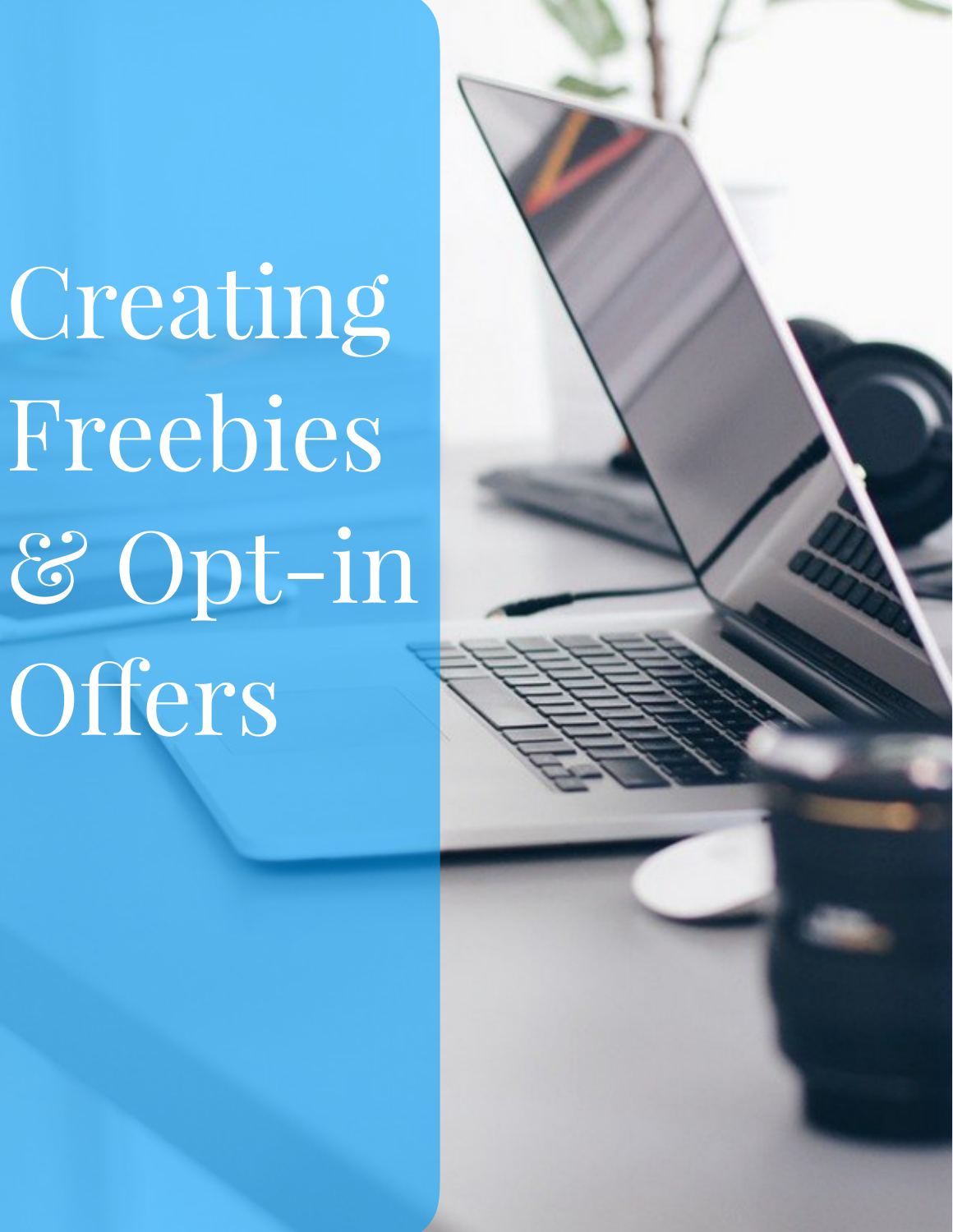# Creating Freebies & Opt-in Offers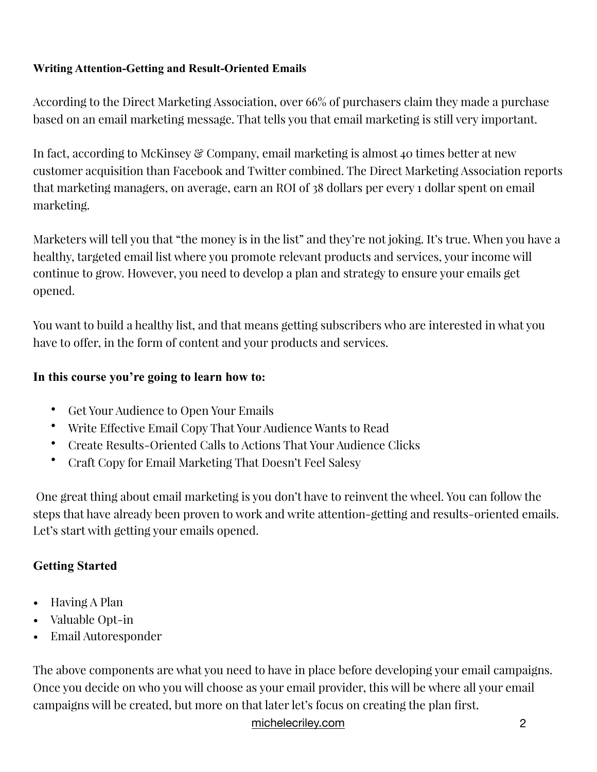## Writing Attention-Getting and Result-Oriented Emails

According to the Direct Marketing Association, over 66% of purchasers claim they made a purchase based on an email marketing message. That tells you that email marketing is still very important.

In fact, according to McKinsey & Company, email marketing is almost 40 times better at new customer acquisition than Facebook and Twitter combined. The Direct Marketing Association reports that marketing managers, on average, earn an ROI of 38 dollars per every 1 dollar spent on email marketing.

Marketers will tell you that "the money is in the list" and they're not joking. It's true. When you have a healthy, targeted email list where you promote relevant products and services, your income will continue to grow. However, you need to develop a plan and strategy to ensure your emails get opened.

You want to build a healthy list, and that means getting subscribers who are interested in what you have to offer, in the form of content and your products and services.

**In this course you're going to learn how to:**

- Get Your Audience to Open Your Emails
- Write Effective Email Copy That Your Audience Wants to Read
- Create Results-Oriented Calls to Actions That Your Audience Clicks
- Craft Copy for Email Marketing That Doesn't Feel Salesy

One great thing about email marketing is you don't have to reinvent the wheel. You can follow the steps that have already been proven to work and write attention-getting and results-oriented emails. Let's start with getting your emails opened.

### Getting Started

- Having A Plan
- Valuable Opt-in
- Email Autoresponder

The above components are what you need to have in place before developing your email campaigns. Once you decide on who you will choose as your email provider, this will be where all your email campaigns will be created, but more on that later let's focus on creating the plan first.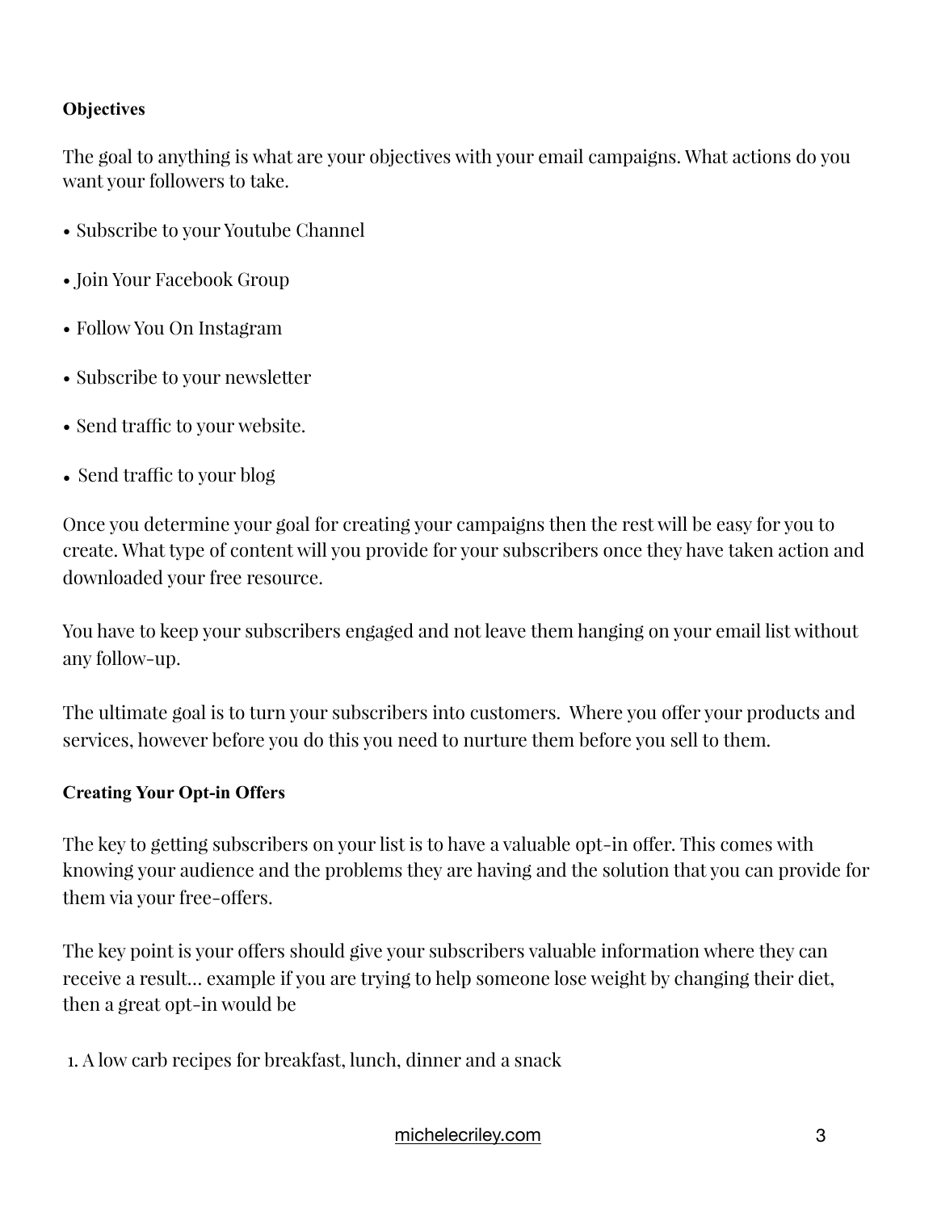**Objectives**

The goal to anything is what are your objectives with your email campaigns. What actions do you want your followers to take.

- Subscribe to your Youtube Channel
- Join Your Facebook Group
- Follow You On Instagram
- Subscribe to your newsletter
- Send traffic to your website.
- Send traffic to your blog

Once you determine your goal for creating your campaigns then the rest will be easy for you to create. What type of content will you provide for your subscribers once they have taken action and downloaded your free resource.

You have to keep your subscribers engaged and not leave them hanging on your email list without any follow-up.

The ultimate goal is to turn your subscribers into customers. Where you offer your products and services, however before you do this you need to nurture them before you sell to them.

**Creating Your Opt-in Offers**

The key to getting subscribers on your list is to have a valuable opt-in offer. This comes with knowing your audience and the problems they are having and the solution that you can provide for them via your free-offers.

The key point is your offers should give your subscribers valuable information where they can receive a result… example if you are trying to help someone lose weight by changing their diet, then a great opt-in would be

1. A low carb recipes for breakfast, lunch, dinner and a snack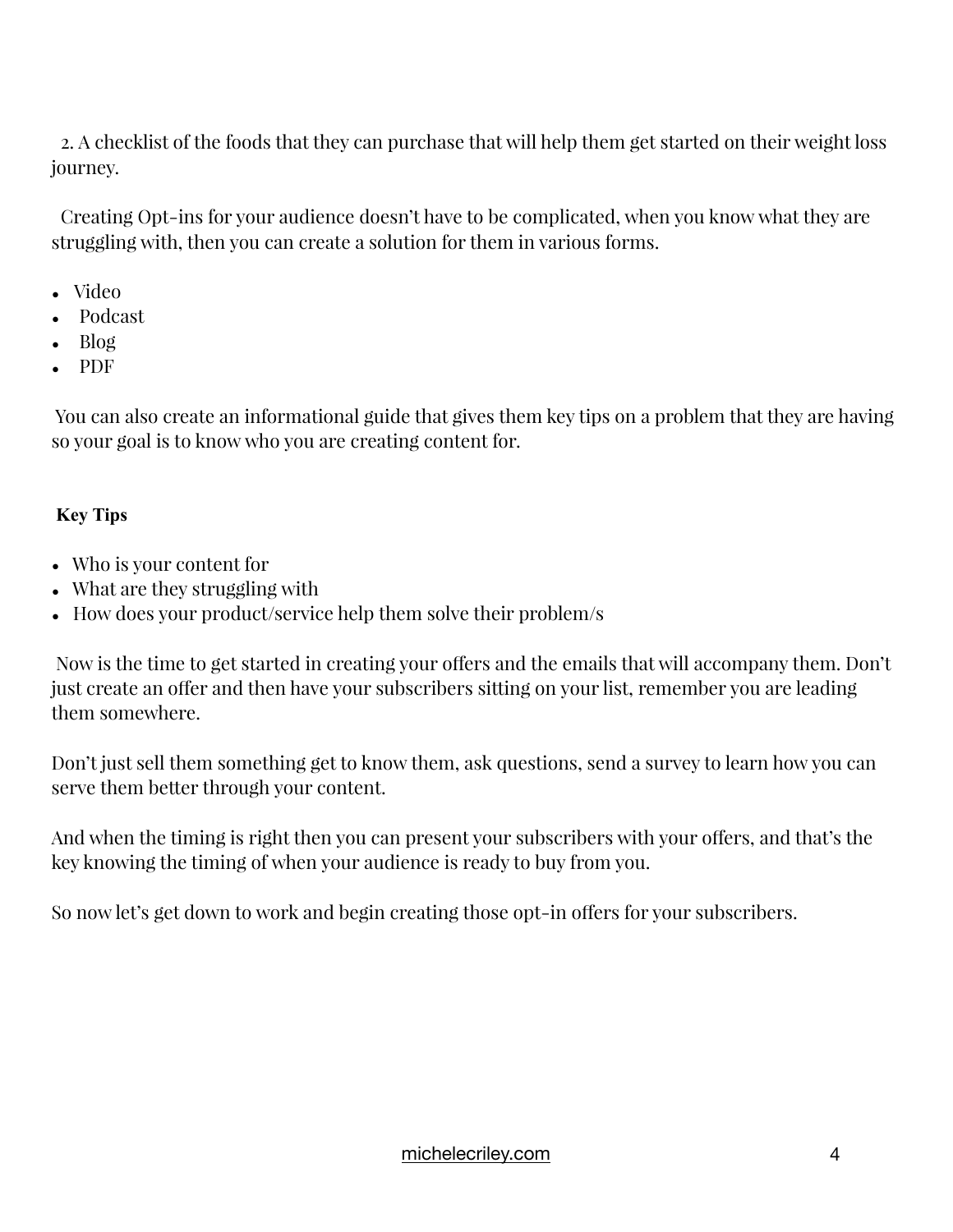2. A checklist of the foods that they can purchase that will help them get started on their weight loss journey.

Creating Opt-ins for your audience doesn't have to be complicated, when you know what they are struggling with, then you can create a solution for them in various forms.

- Video
- Podcast
- Blog
- PDF

You can also create an informational guide that gives them key tips on a problem that they are having so your goal is to know who you are creating content for.

**Key Tips**

- Who is your content for
- What are they struggling with
- How does your product/service help them solve their problem/s

Now is the time to get started in creating your offers and the emails that will accompany them. Don't just create an offer and then have your subscribers sitting on your list, remember you are leading them somewhere.

Don't just sell them something get to know them, ask questions, send a survey to learn how you can serve them better through your content.

And when the timing is right then you can present your subscribers with your offers, and that's the key knowing the timing of when your audience is ready to buy from you.

So now let's get down to work and begin creating those opt-in offers for your subscribers.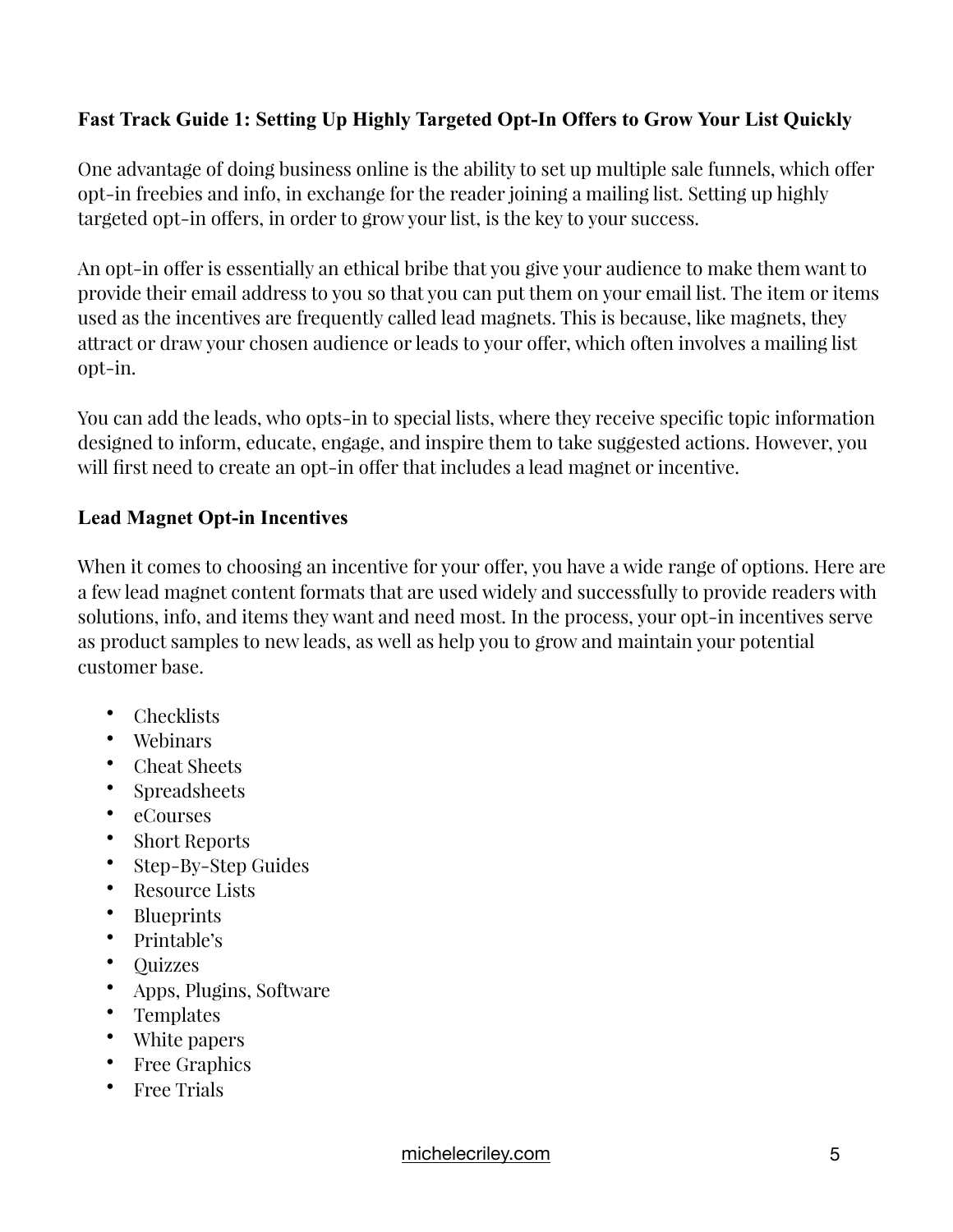**Fast Track Guide 1: Setting Up Highly Targeted Opt-In Offers to Grow Your List Quickly**

One advantage of doing business online is the ability to set up multiple sale funnels, which offer opt-in freebies and info, in exchange for the reader joining a mailing list. Setting up highly targeted opt-in offers, in order to grow your list, is the key to your success.

An opt-in offer is essentially an ethical bribe that you give your audience to make them want to provide their email address to you so that you can put them on your email list. The item or items used as the incentives are frequently called lead magnets. This is because, like magnets, they attract or draw your chosen audience or leads to your offer, which often involves a mailing list opt-in.

You can add the leads, who opts-in to special lists, where they receive specific topic information designed to inform, educate, engage, and inspire them to take suggested actions. However, you will first need to create an opt-in offer that includes a lead magnet or incentive.

**Lead Magnet Opt-in Incentives**

When it comes to choosing an incentive for your offer, you have a wide range of options. Here are a few lead magnet content formats that are used widely and successfully to provide readers with solutions, info, and items they want and need most. In the process, your opt-in incentives serve as product samples to new leads, as well as help you to grow and maintain your potential customer base.

- Checklists
- Webinars
- Cheat Sheets
- Spreadsheets
- eCourses
- Short Reports
- Step-By-Step Guides
- Resource Lists
- Blueprints
- Printable's
- Quizzes
- Apps, Plugins, Software
- Templates
- White papers
- Free Graphics
- Free Trials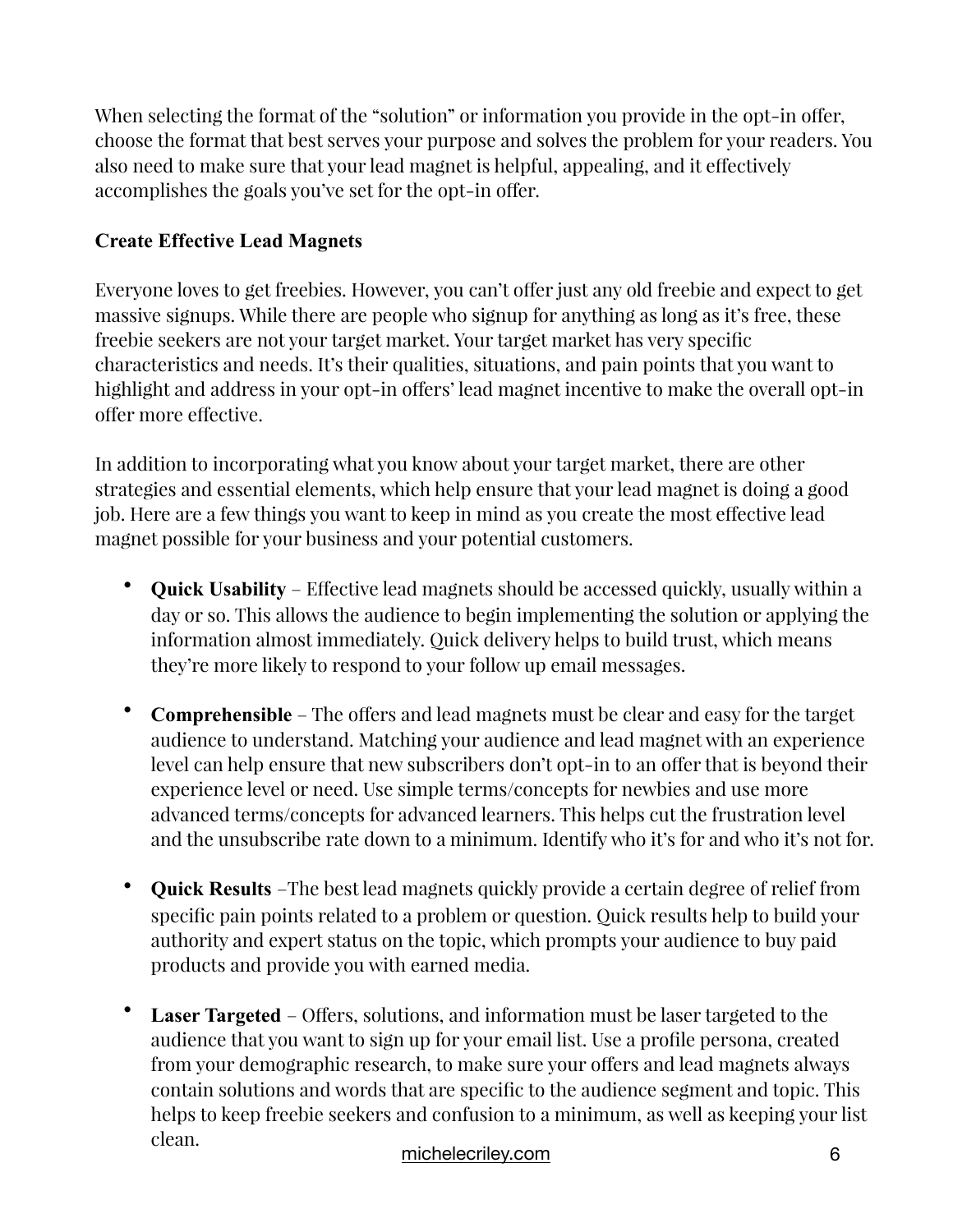When selecting the format of the "solution" or information you provide in the opt-in offer, choose the format that best serves your purpose and solves the problem for your readers. You also need to make sure that your lead magnet is helpful, appealing, and it effectively accomplishes the goals you've set for the opt-in offer.

## Create Effective Lead Magnets

Everyone loves to get freebies. However, you can't offer just any old freebie and expect to get massive signups. While there are people who signup for anything as long as it's free, these freebie seekers are not your target market. Your target market has very specific characteristics and needs. It's their qualities, situations, and pain points that you want to highlight and address in your opt-in offers' lead magnet incentive to make the overall opt-in offer more effective.

In addition to incorporating what you know about your target market, there are other strategies and essential elements, which help ensure that your lead magnet is doing a good job. Here are a few things you want to keep in mind as you create the most effective lead magnet possible for your business and your potential customers.

- **Quick Usability** – Effective lead magnets should be accessed quickly, usually within a day or so. This allows the audience to begin implementing the solution or applying the information almost immediately. Quick delivery helps to build trust, which means they're more likely to respond to your follow up email messages.

- **Comprehensible** – The offers and lead magnets must be clear and easy for the target audience to understand. Matching your audience and lead magnet with an experience level can help ensure that new subscribers don't opt-in to an offer that is beyond their experience level or need. Use simple terms/concepts for newbies and use more advanced terms/concepts for advanced learners. This helps cut the frustration level and the unsubscribe rate down to a minimum. Identify who it's for and who it's not for.

- **Quick Results** –The best lead magnets quickly provide a certain degree of relief from specific pain points related to a problem or question. Quick results help to build your authority and expert status on the topic, which prompts your audience to buy paid products and provide you with earned media.

- **Laser Targeted** – Offers, solutions, and information must be laser targeted to the audience that you want to sign up for your email list. Use a profile persona, created from your demographic research, to make sure your offers and lead magnets always contain solutions and words that are specific to the audience segment and topic. This helps to keep freebie seekers and confusion to a minimum, as well as keeping your list clean.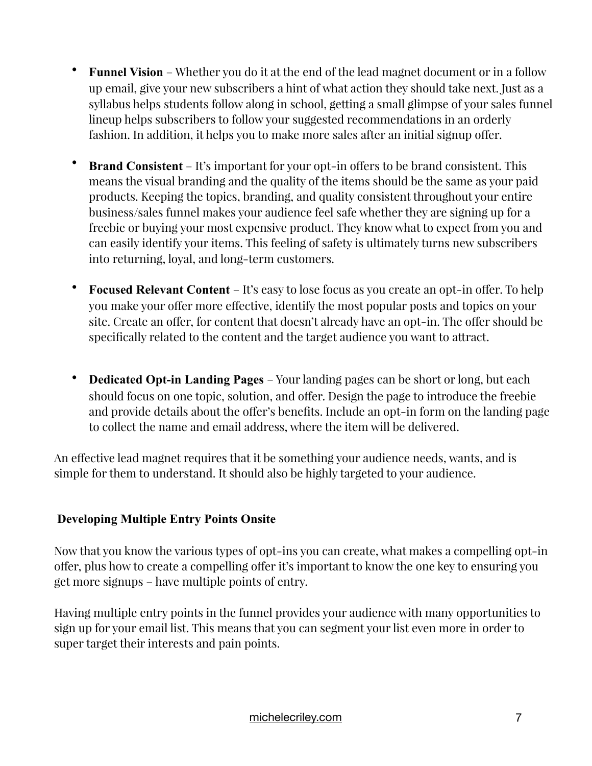- **Funnel Vision** – Whether you do it at the end of the lead magnet document or in a follow up email, give your new subscribers a hint of what action they should take next. Just as a syllabus helps students follow along in school, getting a small glimpse of your sales funnel lineup helps subscribers to follow your suggested recommendations in an orderly fashion. In addition, it helps you to make more sales after an initial signup offer.

- **Brand Consistent** – It's important for your opt-in offers to be brand consistent. This means the visual branding and the quality of the items should be the same as your paid products. Keeping the topics, branding, and quality consistent throughout your entire business/sales funnel makes your audience feel safe whether they are signing up for a freebie or buying your most expensive product. They know what to expect from you and can easily identify your items. This feeling of safety is ultimately turns new subscribers into returning, loyal, and long-term customers.

- **Focused Relevant Content** – It's easy to lose focus as you create an opt-in offer. To help you make your offer more effective, identify the most popular posts and topics on your site. Create an offer, for content that doesn't already have an opt-in. The offer should be specifically related to the content and the target audience you want to attract.

- **Dedicated Opt-in Landing Pages** – Your landing pages can be short or long, but each should focus on one topic, solution, and offer. Design the page to introduce the freebie and provide details about the offer's benefits. Include an opt-in form on the landing page to collect the name and email address, where the item will be delivered.

An effective lead magnet requires that it be something your audience needs, wants, and is simple for them to understand. It should also be highly targeted to your audience.

### Developing Multiple Entry Points Onsite

Now that you know the various types of opt-ins you can create, what makes a compelling opt-in offer, plus how to create a compelling offer it's important to know the one key to ensuring you get more signups – have multiple points of entry.

Having multiple entry points in the funnel provides your audience with many opportunities to sign up for your email list. This means that you can segment your list even more in order to super target their interests and pain points.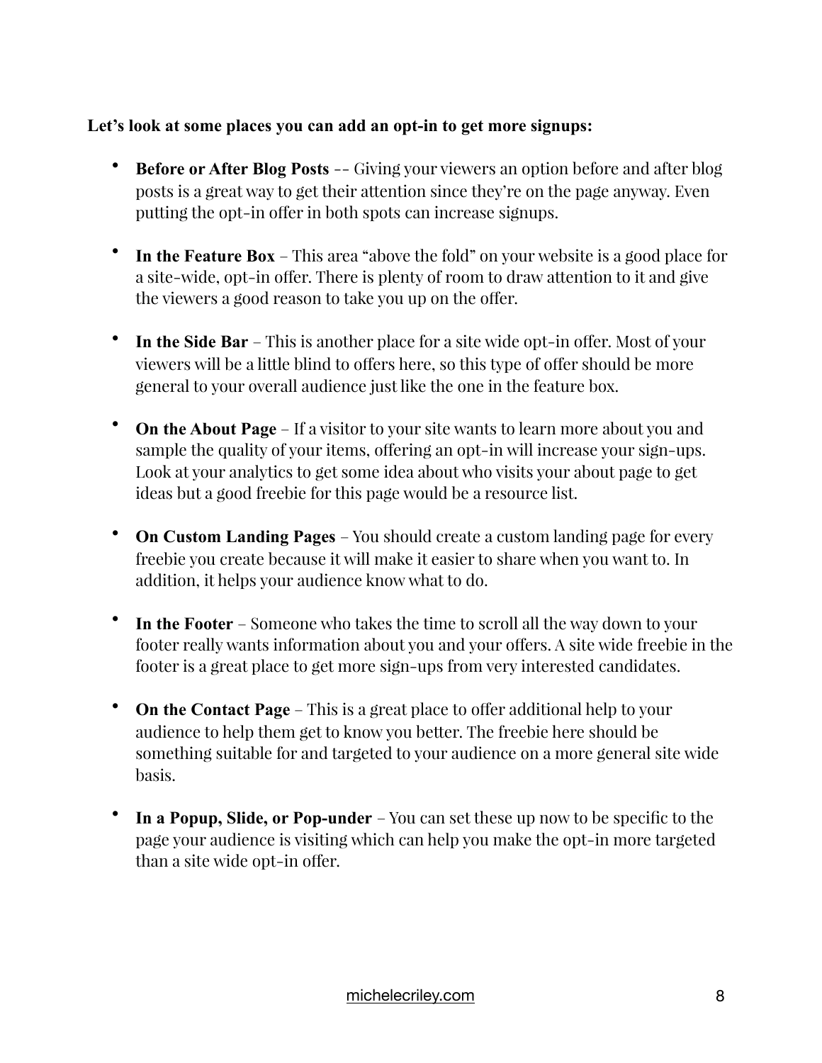**Let's look at some places you can add an opt-in to get more signups:**

- **Before or After Blog Posts** -- Giving your viewers an option before and after blog posts is a great way to get their attention since they're on the page anyway. Even putting the opt-in offer in both spots can increase signups.

- **In the Feature Box** – This area "above the fold" on your website is a good place for a site-wide, opt-in offer. There is plenty of room to draw attention to it and give the viewers a good reason to take you up on the offer.

- **In the Side Bar** – This is another place for a site wide opt-in offer. Most of your viewers will be a little blind to offers here, so this type of offer should be more general to your overall audience just like the one in the feature box.

- **On the About Page** – If a visitor to your site wants to learn more about you and sample the quality of your items, offering an opt-in will increase your sign-ups. Look at your analytics to get some idea about who visits your about page to get ideas but a good freebie for this page would be a resource list.

- **On Custom Landing Pages** – You should create a custom landing page for every freebie you create because it will make it easier to share when you want to. In addition, it helps your audience know what to do.

- **In the Footer** – Someone who takes the time to scroll all the way down to your footer really wants information about you and your offers. A site wide freebie in the footer is a great place to get more sign-ups from very interested candidates.

- **On the Contact Page** – This is a great place to offer additional help to your audience to help them get to know you better. The freebie here should be something suitable for and targeted to your audience on a more general site wide basis.

- **In a Popup, Slide, or Pop-under** – You can set these up now to be specific to the page your audience is visiting which can help you make the opt-in more targeted than a site wide opt-in offer.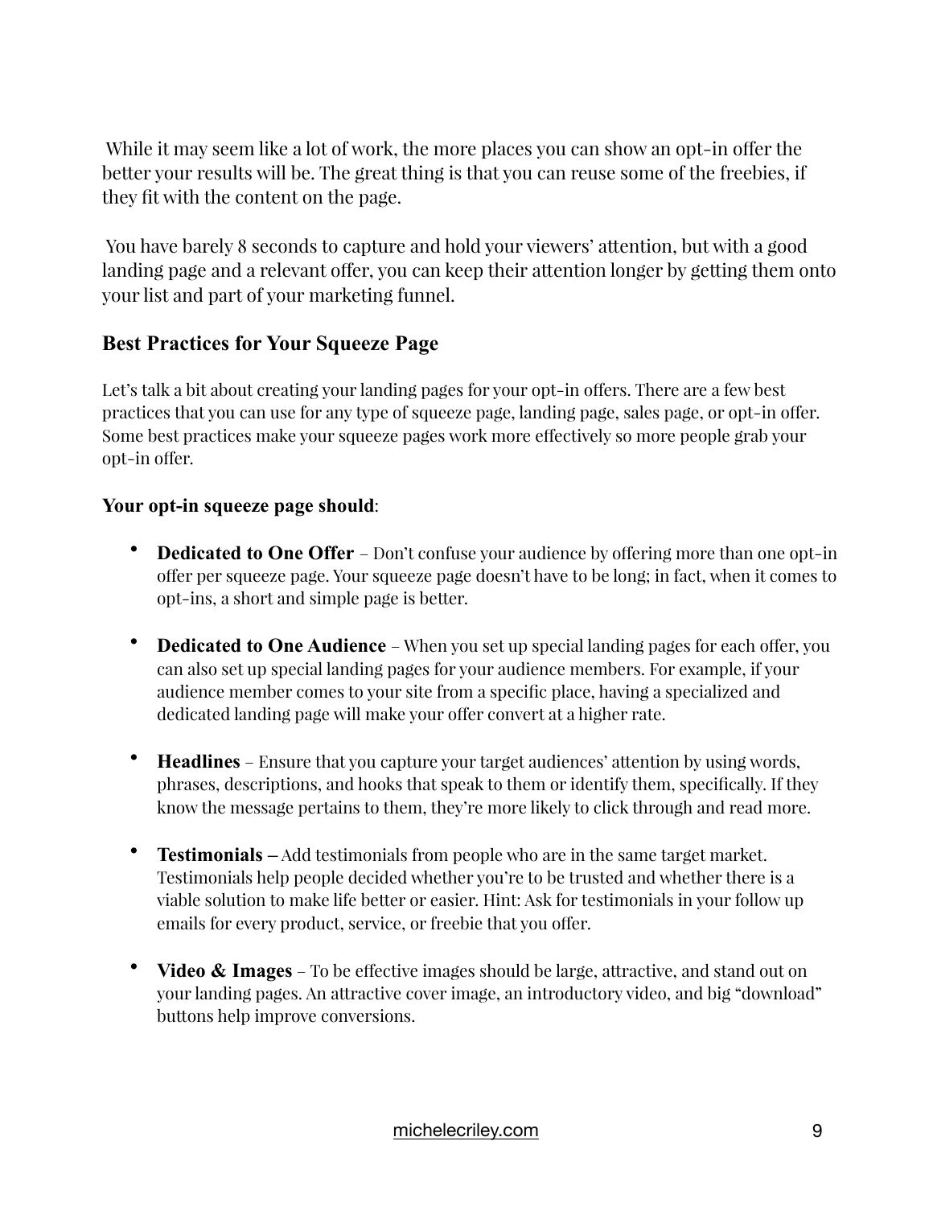While it may seem like a lot of work, the more places you can show an opt-in offer the better your results will be. The great thing is that you can reuse some of the freebies, if they fit with the content on the page.

You have barely 8 seconds to capture and hold your viewers' attention, but with a good landing page and a relevant offer, you can keep their attention longer by getting them onto your list and part of your marketing funnel.

### Best Practices for Your Squeeze Page

Let's talk a bit about creating your landing pages for your opt-in offers. There are a few best practices that you can use for any type of squeeze page, landing page, sales page, or opt-in offer. Some best practices make your squeeze pages work more effectively so more people grab your opt-in offer.

**Your opt-in squeeze page should**:

- **Dedicated to One Offer** – Don't confuse your audience by offering more than one opt-in offer per squeeze page. Your squeeze page doesn't have to be long; in fact, when it comes to opt-ins, a short and simple page is better.

- **Dedicated to One Audience** – When you set up special landing pages for each offer, you can also set up special landing pages for your audience members. For example, if your audience member comes to your site from a specific place, having a specialized and dedicated landing page will make your offer convert at a higher rate.

- **Headlines** – Ensure that you capture your target audiences' attention by using words, phrases, descriptions, and hooks that speak to them or identify them, specifically. If they know the message pertains to them, they're more likely to click through and read more.

- **Testimonials –** Add testimonials from people who are in the same target market. Testimonials help people decided whether you're to be trusted and whether there is a viable solution to make life better or easier. Hint: Ask for testimonials in your follow up emails for every product, service, or freebie that you offer.

- **Video & Images** – To be effective images should be large, attractive, and stand out on your landing pages. An attractive cover image, an introductory video, and big "download" buttons help improve conversions.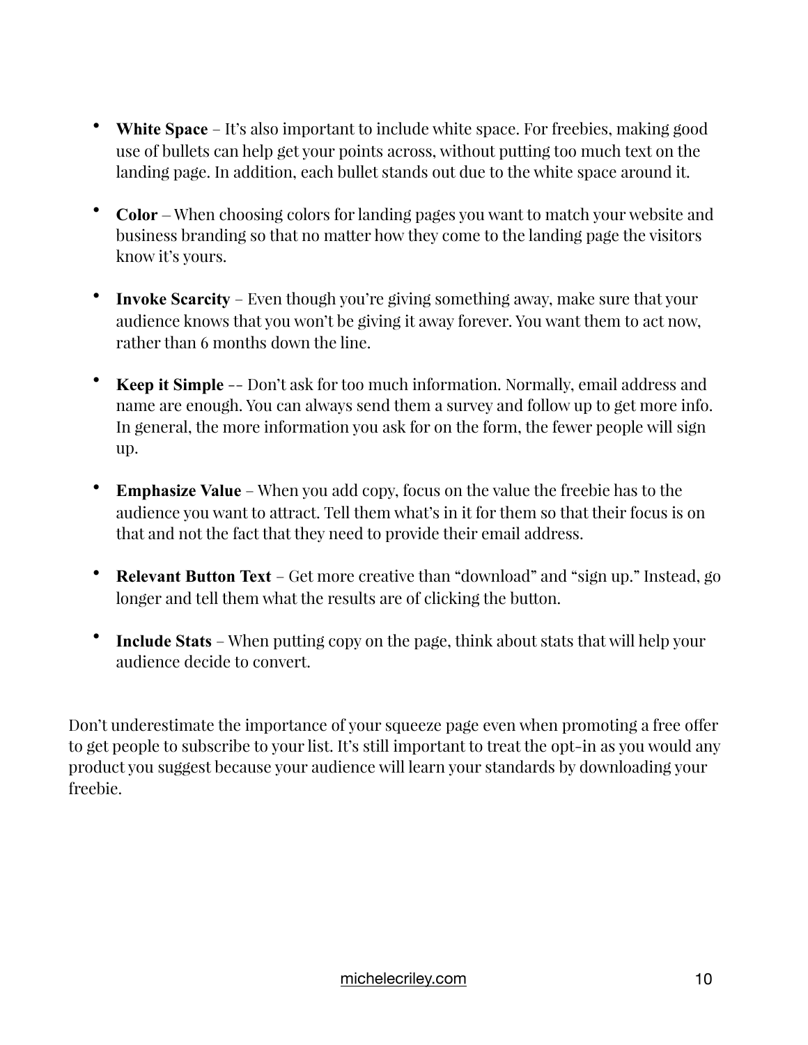- **White Space** – It's also important to include white space. For freebies, making good use of bullets can help get your points across, without putting too much text on the landing page. In addition, each bullet stands out due to the white space around it.

- **Color** – When choosing colors for landing pages you want to match your website and business branding so that no matter how they come to the landing page the visitors know it's yours.

- **Invoke Scarcity** – Even though you're giving something away, make sure that your audience knows that you won't be giving it away forever. You want them to act now, rather than 6 months down the line.

- **Keep it Simple** –- Don't ask for too much information. Normally, email address and name are enough. You can always send them a survey and follow up to get more info. In general, the more information you ask for on the form, the fewer people will sign up.

- **Emphasize Value** – When you add copy, focus on the value the freebie has to the audience you want to attract. Tell them what's in it for them so that their focus is on that and not the fact that they need to provide their email address.

- **Relevant Button Text** – Get more creative than "download" and "sign up." Instead, go longer and tell them what the results are of clicking the button.

- **Include Stats** – When putting copy on the page, think about stats that will help your audience decide to convert.

Don't underestimate the importance of your squeeze page even when promoting a free offer to get people to subscribe to your list. It's still important to treat the opt-in as you would any product you suggest because your audience will learn your standards by downloading your freebie.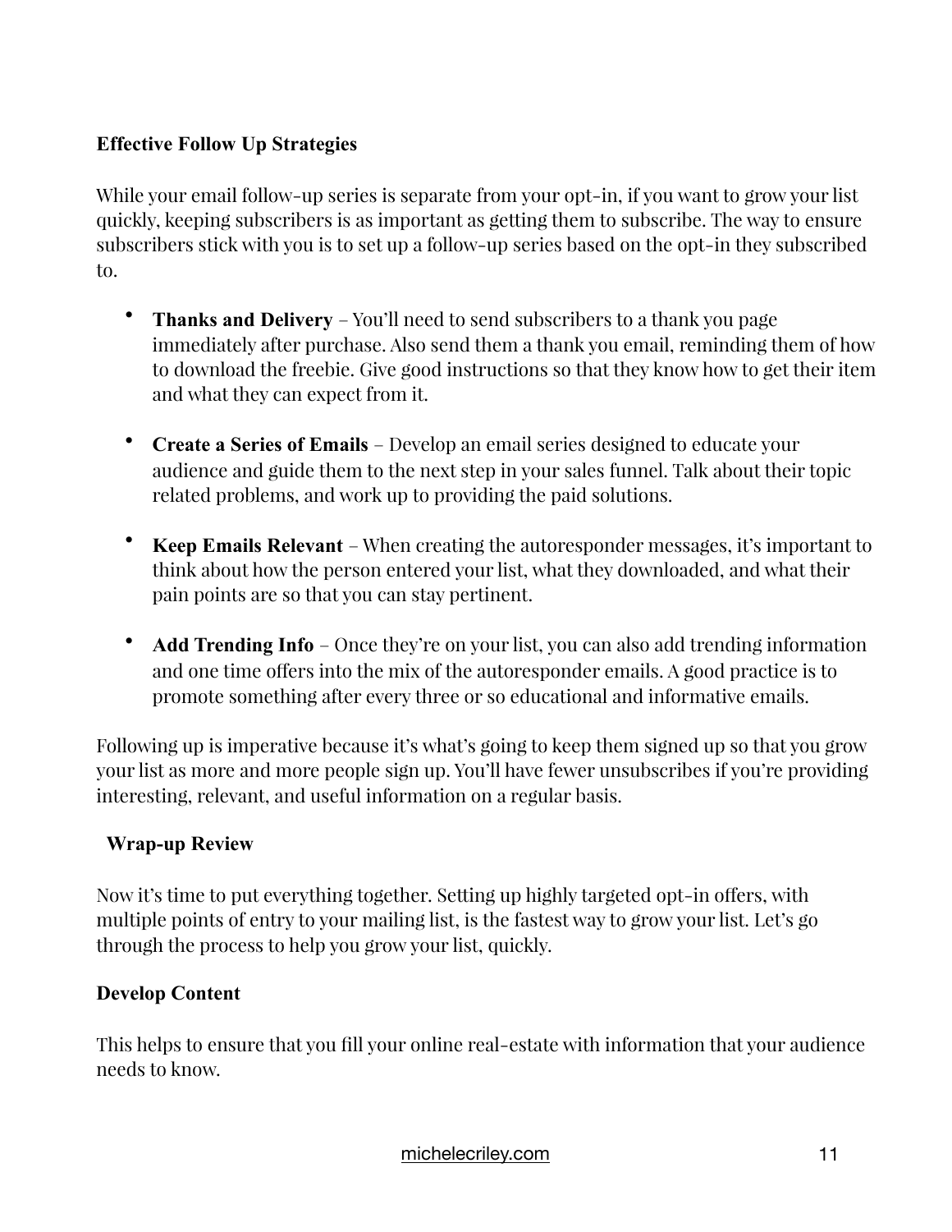**Effective Follow Up Strategies**

While your email follow-up series is separate from your opt-in, if you want to grow your list quickly, keeping subscribers is as important as getting them to subscribe. The way to ensure subscribers stick with you is to set up a follow-up series based on the opt-in they subscribed to.

- **Thanks and Delivery** – You'll need to send subscribers to a thank you page immediately after purchase. Also send them a thank you email, reminding them of how to download the freebie. Give good instructions so that they know how to get their item and what they can expect from it.

- **Create a Series of Emails** – Develop an email series designed to educate your audience and guide them to the next step in your sales funnel. Talk about their topic related problems, and work up to providing the paid solutions.

- **Keep Emails Relevant** – When creating the autoresponder messages, it's important to think about how the person entered your list, what they downloaded, and what their pain points are so that you can stay pertinent.

- **Add Trending Info** – Once they're on your list, you can also add trending information and one time offers into the mix of the autoresponder emails. A good practice is to promote something after every three or so educational and informative emails.

Following up is imperative because it's what's going to keep them signed up so that you grow your list as more and more people sign up. You'll have fewer unsubscribes if you're providing interesting, relevant, and useful information on a regular basis.

**Wrap-up Review**

Now it's time to put everything together. Setting up highly targeted opt-in offers, with multiple points of entry to your mailing list, is the fastest way to grow your list. Let's go through the process to help you grow your list, quickly.

**Develop Content**

This helps to ensure that you fill your online real-estate with information that your audience needs to know.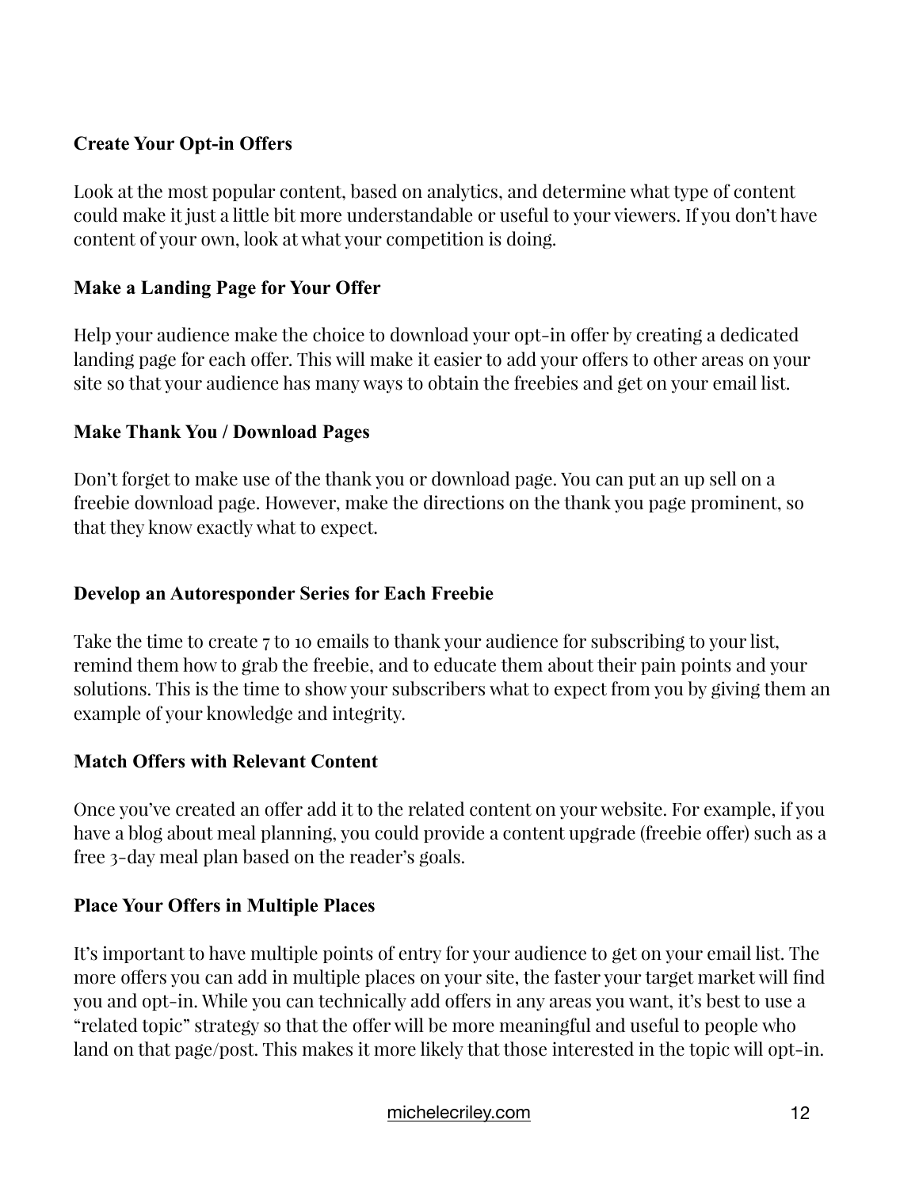### Create Your Opt-in Offers

Look at the most popular content, based on analytics, and determine what type of content could make it just a little bit more understandable or useful to your viewers. If you don't have content of your own, look at what your competition is doing.

### Make a Landing Page for Your Offer

Help your audience make the choice to download your opt-in offer by creating a dedicated landing page for each offer. This will make it easier to add your offers to other areas on your site so that your audience has many ways to obtain the freebies and get on your email list.

### Make Thank You / Download Pages

Don't forget to make use of the thank you or download page. You can put an up sell on a freebie download page. However, make the directions on the thank you page prominent, so that they know exactly what to expect.

### Develop an Autoresponder Series for Each Freebie

Take the time to create 7 to 10 emails to thank your audience for subscribing to your list, remind them how to grab the freebie, and to educate them about their pain points and your solutions. This is the time to show your subscribers what to expect from you by giving them an example of your knowledge and integrity.

### Match Offers with Relevant Content

Once you've created an offer add it to the related content on your website. For example, if you have a blog about meal planning, you could provide a content upgrade (freebie offer) such as a free 3-day meal plan based on the reader's goals.

### Place Your Offers in Multiple Places

It's important to have multiple points of entry for your audience to get on your email list. The more offers you can add in multiple places on your site, the faster your target market will find you and opt-in. While you can technically add offers in any areas you want, it's best to use a "related topic" strategy so that the offer will be more meaningful and useful to people who land on that page/post. This makes it more likely that those interested in the topic will opt-in.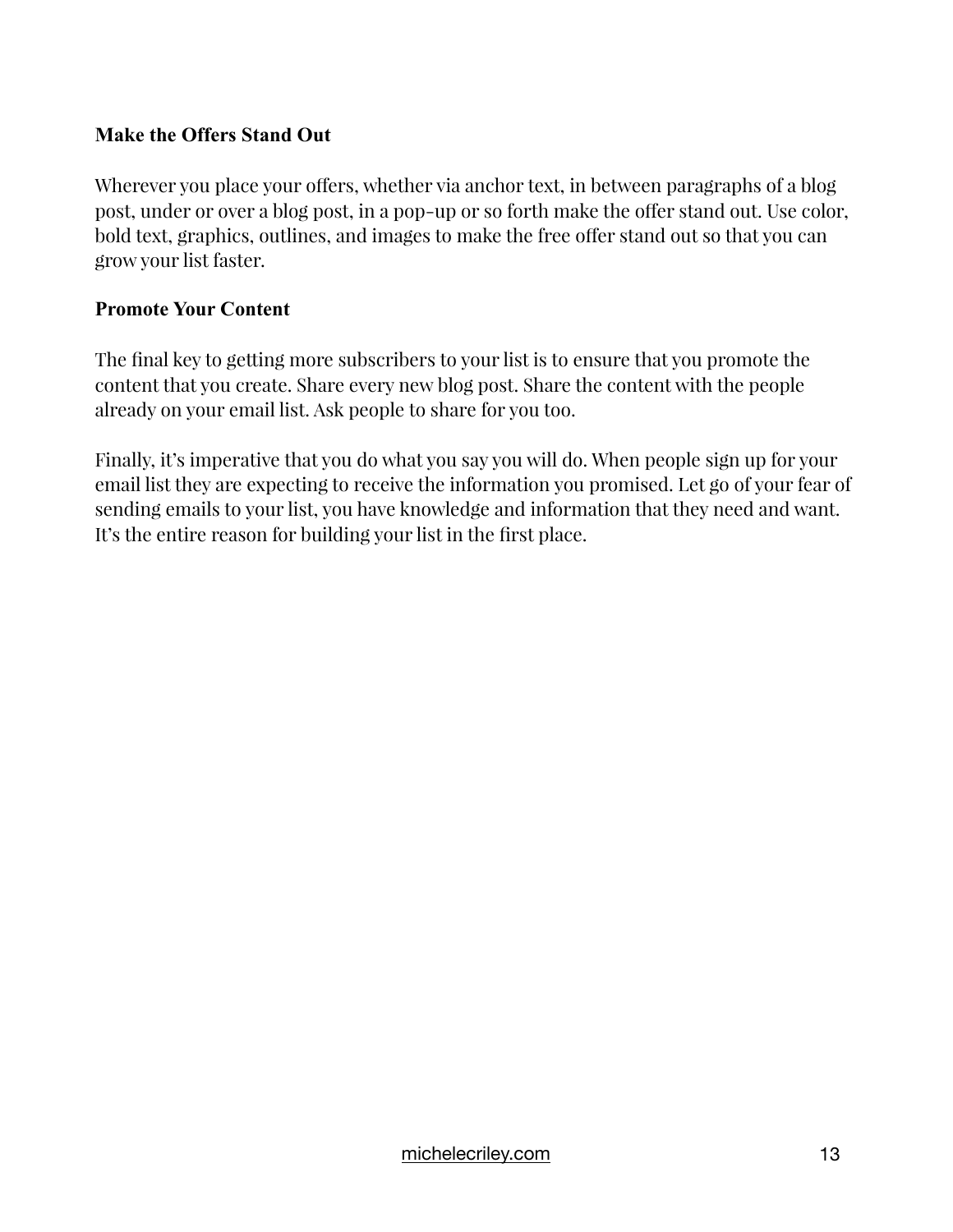**Make the Offers Stand Out**

Wherever you place your offers, whether via anchor text, in between paragraphs of a blog post, under or over a blog post, in a pop-up or so forth make the offer stand out. Use color, bold text, graphics, outlines, and images to make the free offer stand out so that you can grow your list faster.

**Promote Your Content**

The final key to getting more subscribers to your list is to ensure that you promote the content that you create. Share every new blog post. Share the content with the people already on your email list. Ask people to share for you too.

Finally, it's imperative that you do what you say you will do. When people sign up for your email list they are expecting to receive the information you promised. Let go of your fear of sending emails to your list, you have knowledge and information that they need and want. It's the entire reason for building your list in the first place.